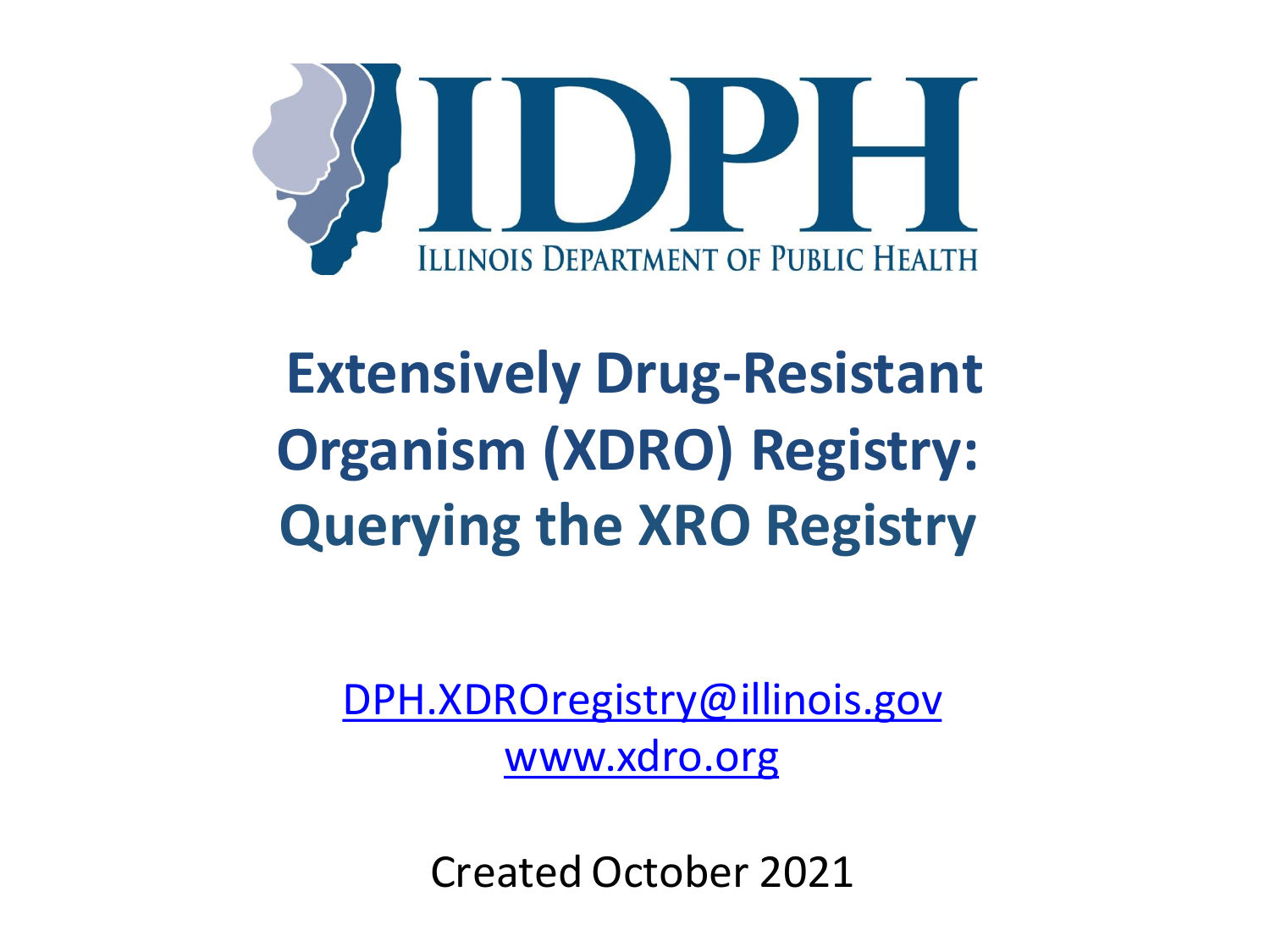IDPH

ILLINOIS DEPARTMENT OF PUBLIC HEALTH

# Extensively Drug-Resistant Organism (XDRO) Registry: Querying the XRO Registry

[DPH.XDROregistry@illinois.gov](mailto:DPH.XDROregistry@illinois.gov)

[www.xdro.org](http://www.xdro.org)

Created October 2021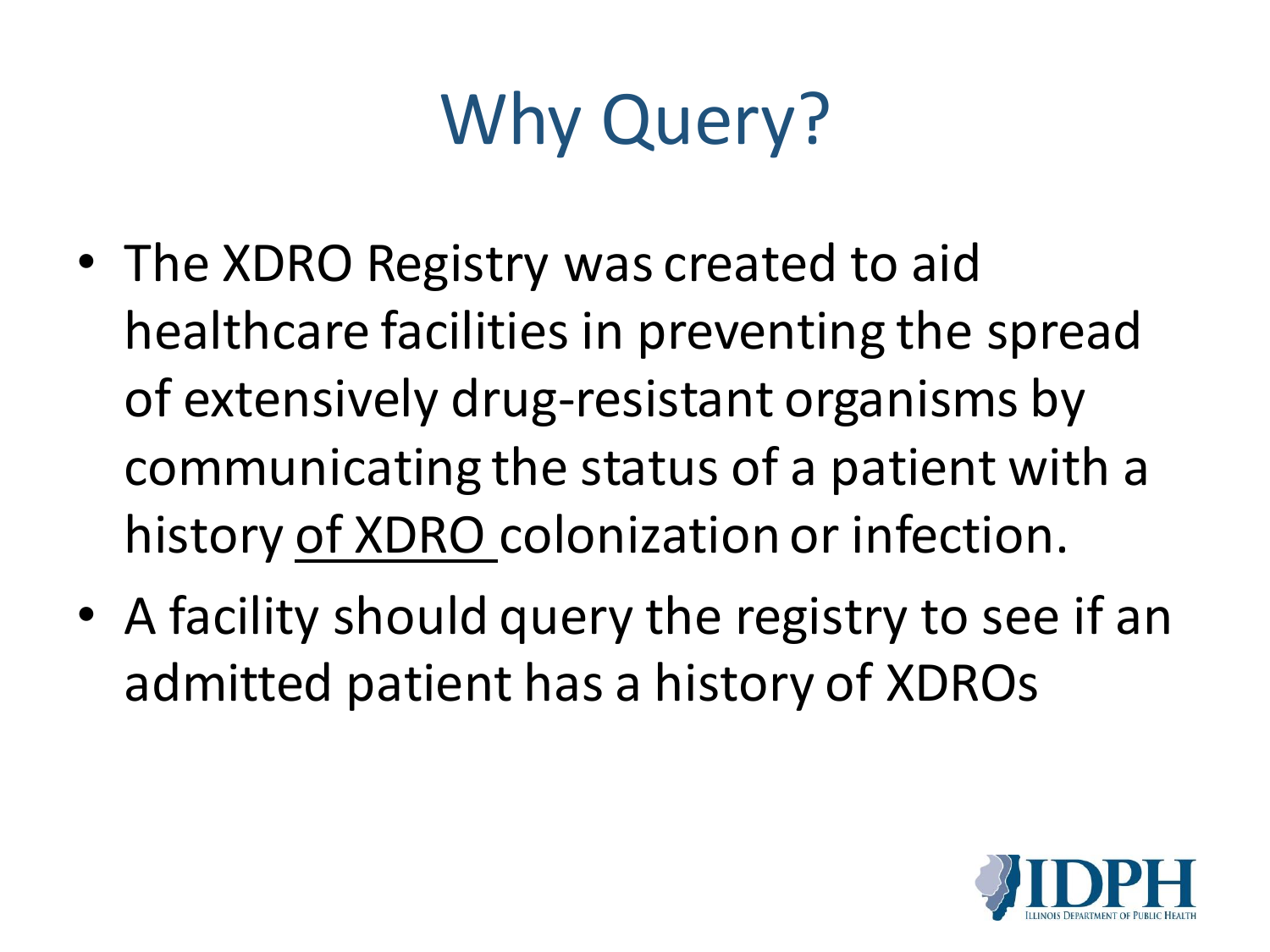# Why Query?

- The XDRO Registry was created to aid healthcare facilities in preventing the spread of extensively drug-resistant organisms by communicating the status of a patient with a history of XDRO colonization or infection.
- A facility should query the registry to see if an admitted patient has a history of XDROs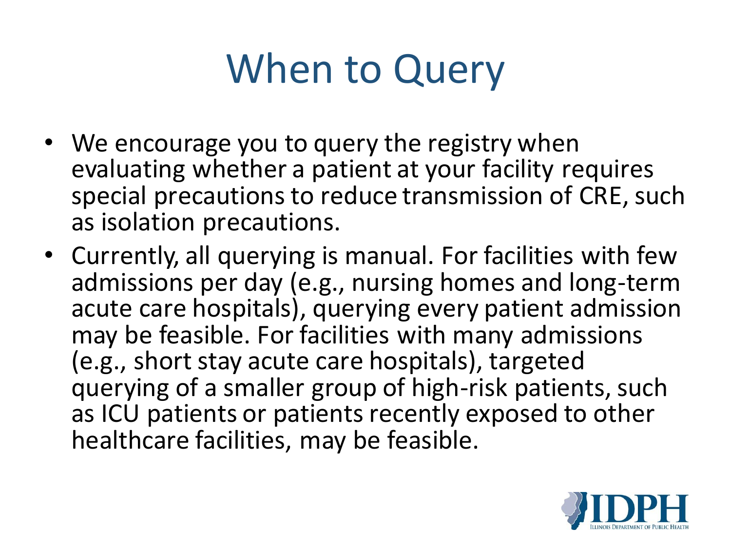# When to Query

- We encourage you to query the registry when evaluating whether a patient at your facility requires special precautions to reduce transmission of CRE, such as isolation precautions.
- Currently, all querying is manual. For facilities with few admissions per day (e.g., nursing homes and long-term acute care hospitals), querying every patient admission may be feasible. For facilities with many admissions (e.g., short stay acute care hospitals), targeted querying of a smaller group of high-risk patients, such as ICU patients or patients recently exposed to other healthcare facilities, may be feasible.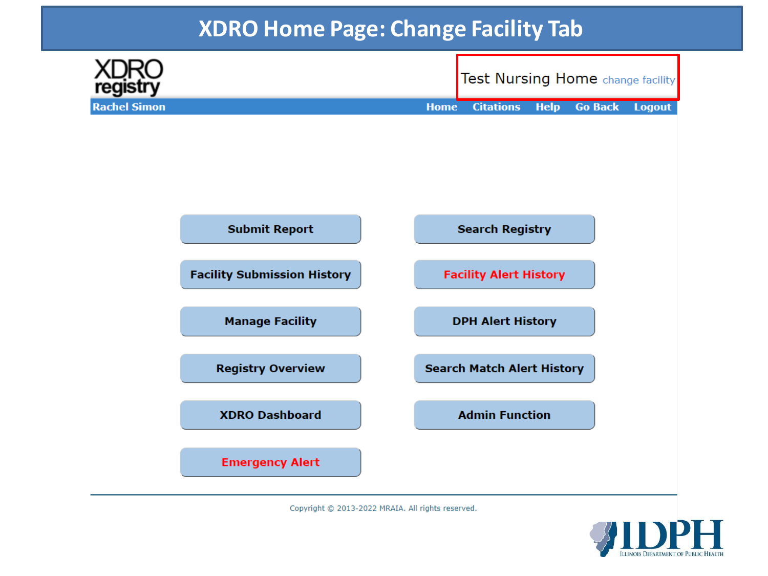# XDRO Home Page: Change Facility Tab

XDRO registry

Test Nursing Home change facility

Rachel Simon

Home | Citations | Help | Go Back | Logout

- Submit Report
- Search Registry
- Facility Submission History
- Facility Alert History
- Manage Facility
- DPH Alert History
- Registry Overview
- Search Match Alert History
- XDRO Dashboard
- Admin Function
- Emergency Alert

Copyright © 2013-2022 MRAIA. All rights reserved.

IDPH Illinois Department of Public Health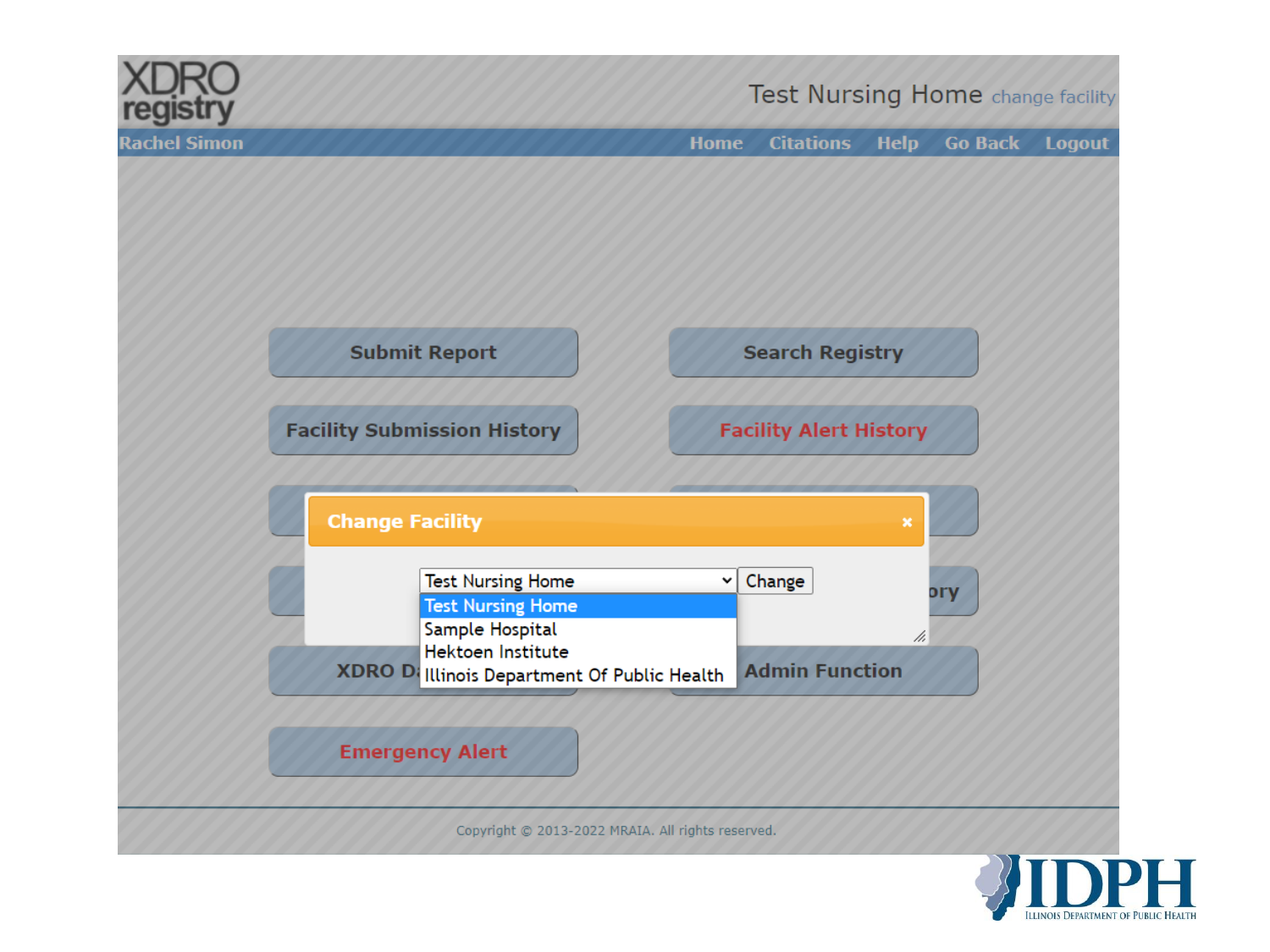XDRO registry

Test Nursing Home change facility

Rachel Simon

Home | Citations | Help | Go Back | Logout

Submit Report

Search Registry

Facility Submission History

Facility Alert History

## Change Facility

Test Nursing Home [Change]

- Test Nursing Home
- Sample Hospital
- Hektoen Institute
- Illinois Department Of Public Health

XDRO D...

...ory

Admin Function

Emergency Alert

Copyright © 2013-2022 MRAIA. All rights reserved.

IDPH
Illinois Department of Public Health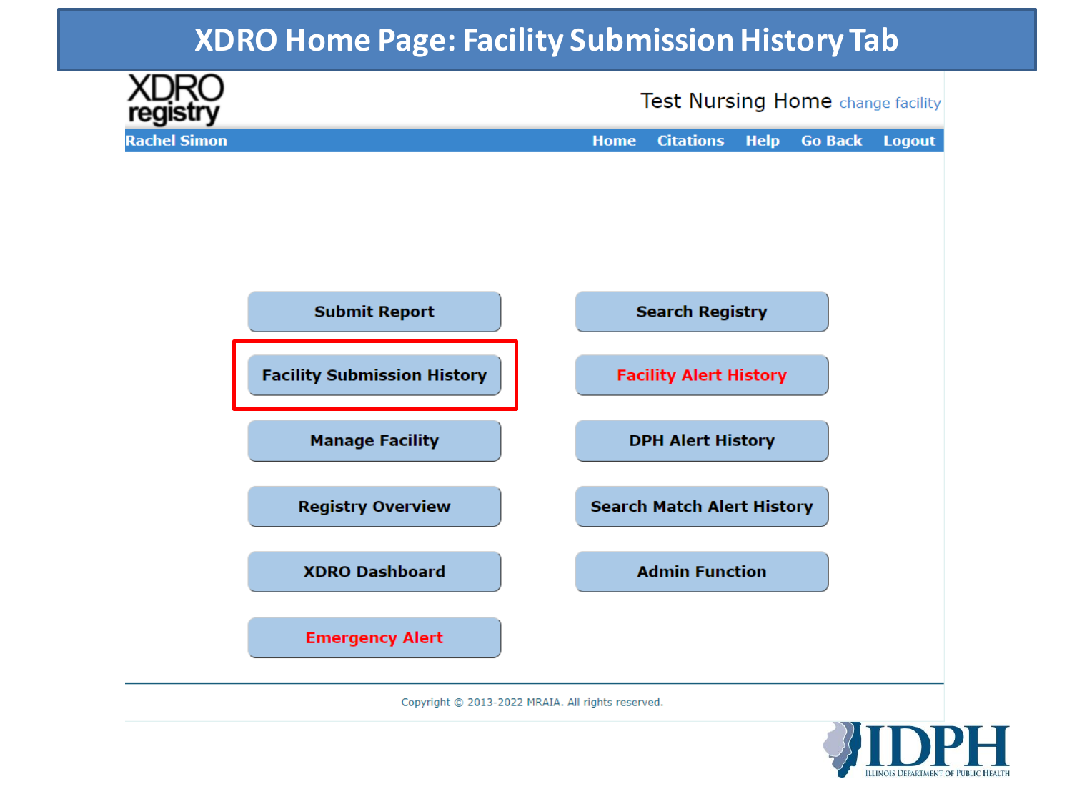# XDRO Home Page: Facility Submission History Tab

XDRO registry

Test Nursing Home change facility

Rachel Simon

Home | Citations | Help | Go Back | Logout

- Submit Report
- Search Registry
- **Facility Submission History**
- Facility Alert History
- Manage Facility
- DPH Alert History
- Registry Overview
- Search Match Alert History
- XDRO Dashboard
- Admin Function
- Emergency Alert

Copyright © 2013-2022 MRAIA. All rights reserved.

IDPH
Illinois Department of Public Health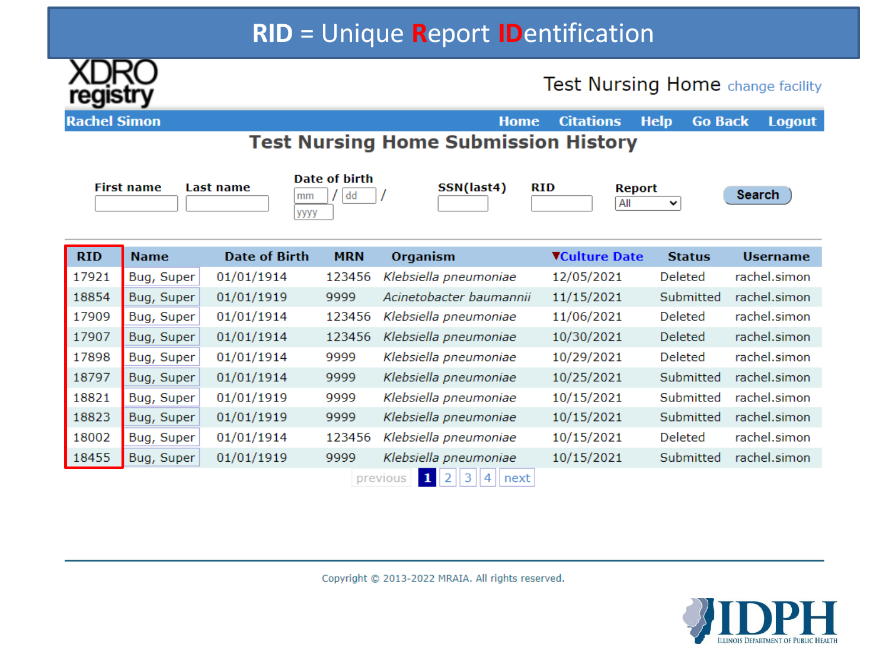# RID = Unique Report IDentification

XDRO registry

Test Nursing Home change facility

Rachel Simon | Home | Citations | Help | Go Back | Logout

## Test Nursing Home Submission History

First name | Last name | Date of birth (mm / dd / yyyy) | SSN(last4) | RID | Report: All | Search

| RID | Name | Date of Birth | MRN | Organism | ▼Culture Date | Status | Username |
|---|---|---|---|---|---|---|---|
| 17921 | Bug, Super | 01/01/1914 | 123456 | *Klebsiella pneumoniae* | 12/05/2021 | Deleted | rachel.simon |
| 18854 | Bug, Super | 01/01/1919 | 9999 | *Acinetobacter baumannii* | 11/15/2021 | Submitted | rachel.simon |
| 17909 | Bug, Super | 01/01/1914 | 123456 | *Klebsiella pneumoniae* | 11/06/2021 | Deleted | rachel.simon |
| 17907 | Bug, Super | 01/01/1914 | 123456 | *Klebsiella pneumoniae* | 10/30/2021 | Deleted | rachel.simon |
| 17898 | Bug, Super | 01/01/1914 | 9999 | *Klebsiella pneumoniae* | 10/29/2021 | Deleted | rachel.simon |
| 18797 | Bug, Super | 01/01/1914 | 9999 | *Klebsiella pneumoniae* | 10/25/2021 | Submitted | rachel.simon |
| 18821 | Bug, Super | 01/01/1919 | 9999 | *Klebsiella pneumoniae* | 10/15/2021 | Submitted | rachel.simon |
| 18823 | Bug, Super | 01/01/1919 | 9999 | *Klebsiella pneumoniae* | 10/15/2021 | Submitted | rachel.simon |
| 18002 | Bug, Super | 01/01/1914 | 123456 | *Klebsiella pneumoniae* | 10/15/2021 | Deleted | rachel.simon |
| 18455 | Bug, Super | 01/01/1919 | 9999 | *Klebsiella pneumoniae* | 10/15/2021 | Submitted | rachel.simon |

previous 1 2 3 4 next

Copyright © 2013-2022 MRAIA. All rights reserved.

IDPH Illinois Department of Public Health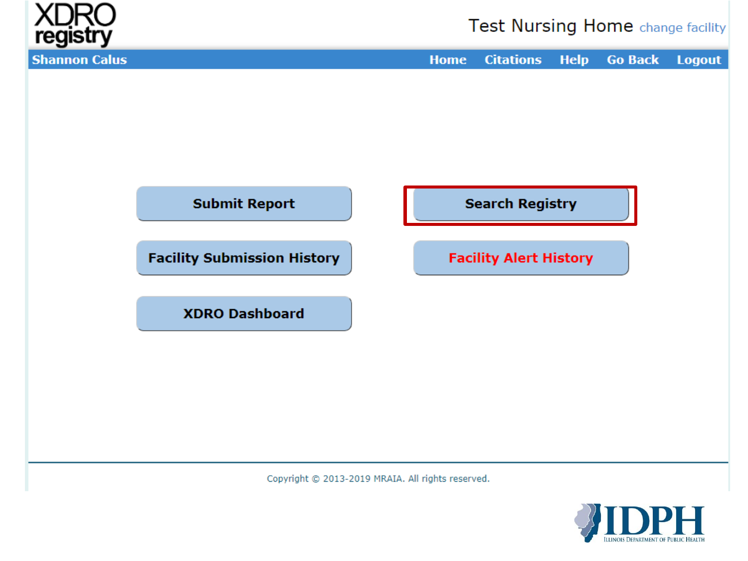XDRO registry

Test Nursing Home change facility

Shannon Calus

Home | Citations | Help | Go Back | Logout

**Submit Report**

**Search Registry**

**Facility Submission History**

**Facility Alert History**

**XDRO Dashboard**

Copyright © 2013-2019 MRAIA. All rights reserved.

IDPH

Illinois Department of Public Health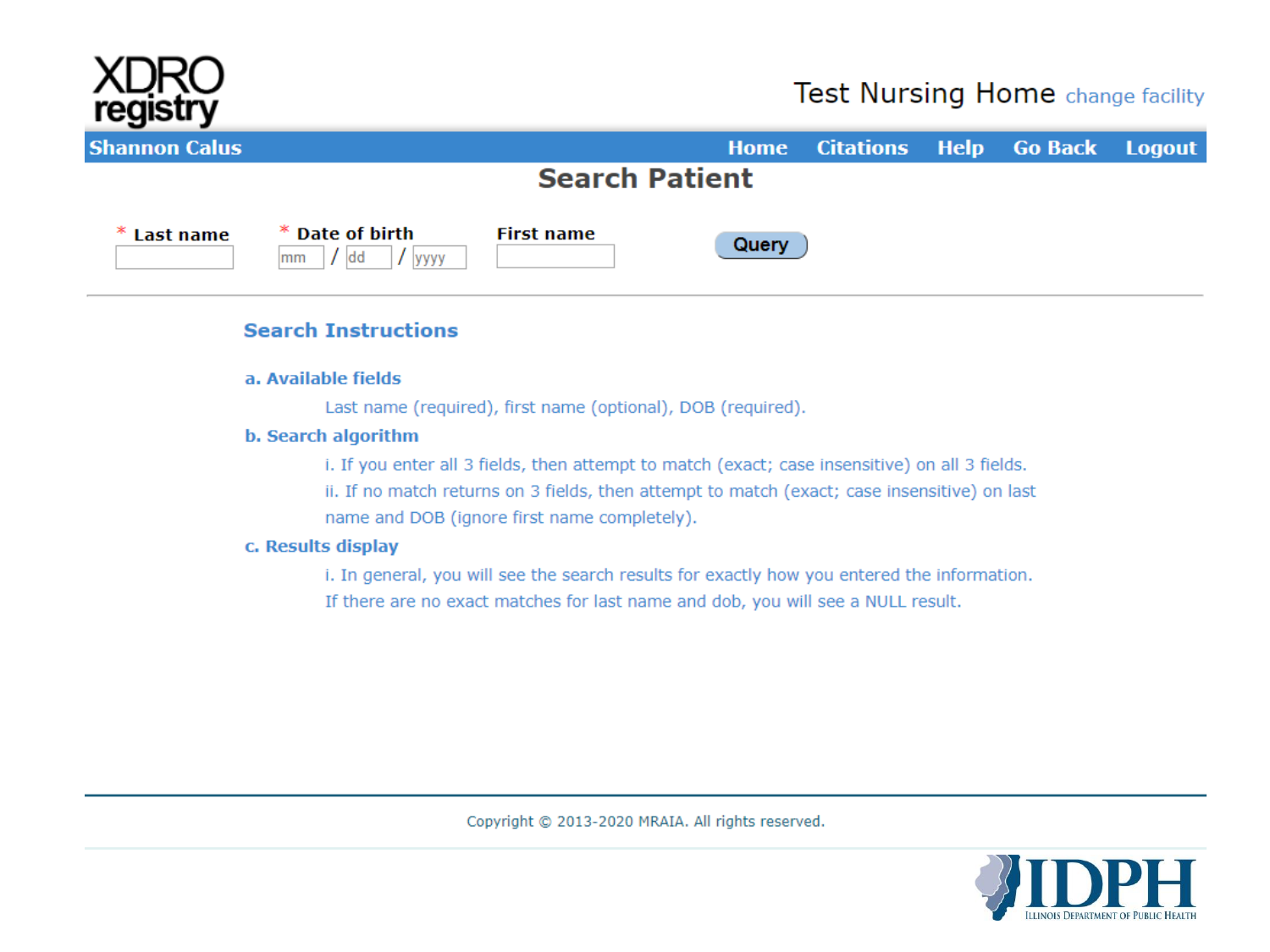XDRO registry

Test Nursing Home change facility

Shannon Calus | Home | Citations | Help | Go Back | Logout

# Search Patient

\* Last name | \* Date of birth mm / dd / yyyy | First name | Query

## Search Instructions

**a. Available fields**

Last name (required), first name (optional), DOB (required).

**b. Search algorithm**

i. If you enter all 3 fields, then attempt to match (exact; case insensitive) on all 3 fields.

ii. If no match returns on 3 fields, then attempt to match (exact; case insensitive) on last name and DOB (ignore first name completely).

**c. Results display**

i. In general, you will see the search results for exactly how you entered the information. If there are no exact matches for last name and dob, you will see a NULL result.

Copyright © 2013-2020 MRAIA. All rights reserved.

IDPH
Illinois Department of Public Health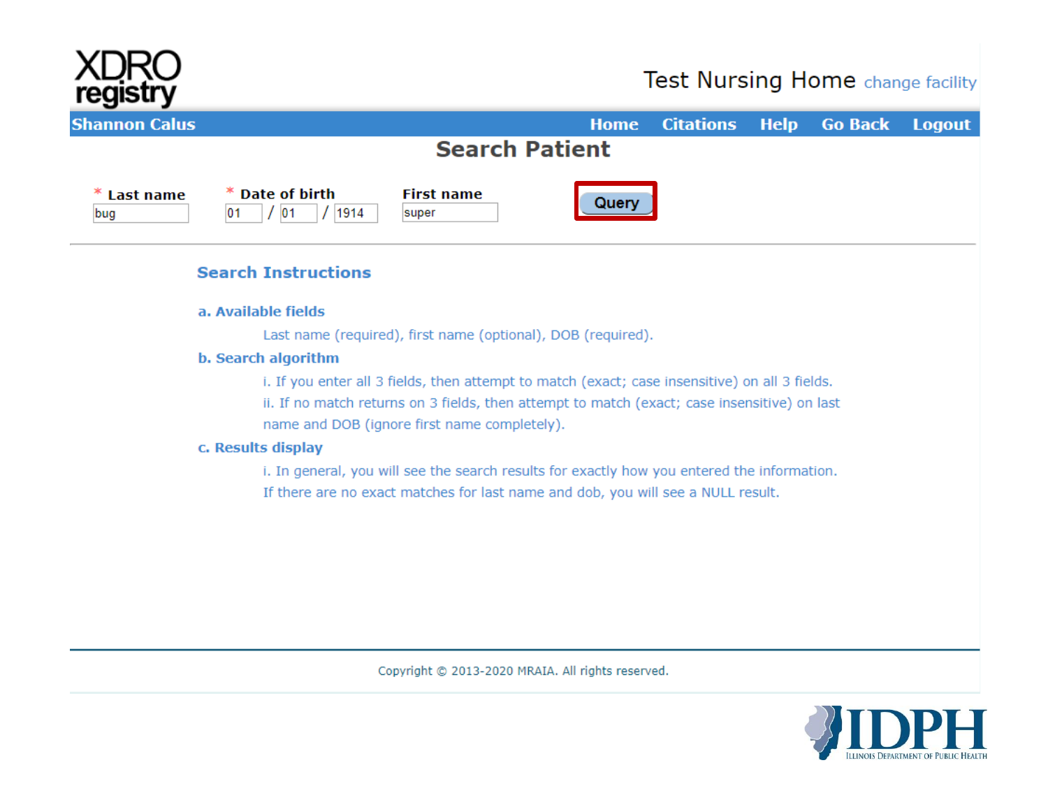XDRO registry

Test Nursing Home change facility

Shannon Calus | Home | Citations | Help | Go Back | Logout

## Search Patient

\* Last name: bug

\* Date of birth: 01 / 01 / 1914

First name: super

Query

### Search Instructions

**a. Available fields**

Last name (required), first name (optional), DOB (required).

**b. Search algorithm**

i. If you enter all 3 fields, then attempt to match (exact; case insensitive) on all 3 fields.

ii. If no match returns on 3 fields, then attempt to match (exact; case insensitive) on last name and DOB (ignore first name completely).

**c. Results display**

i. In general, you will see the search results for exactly how you entered the information. If there are no exact matches for last name and dob, you will see a NULL result.

Copyright © 2013-2020 MRAIA. All rights reserved.

IDPH
Illinois Department of Public Health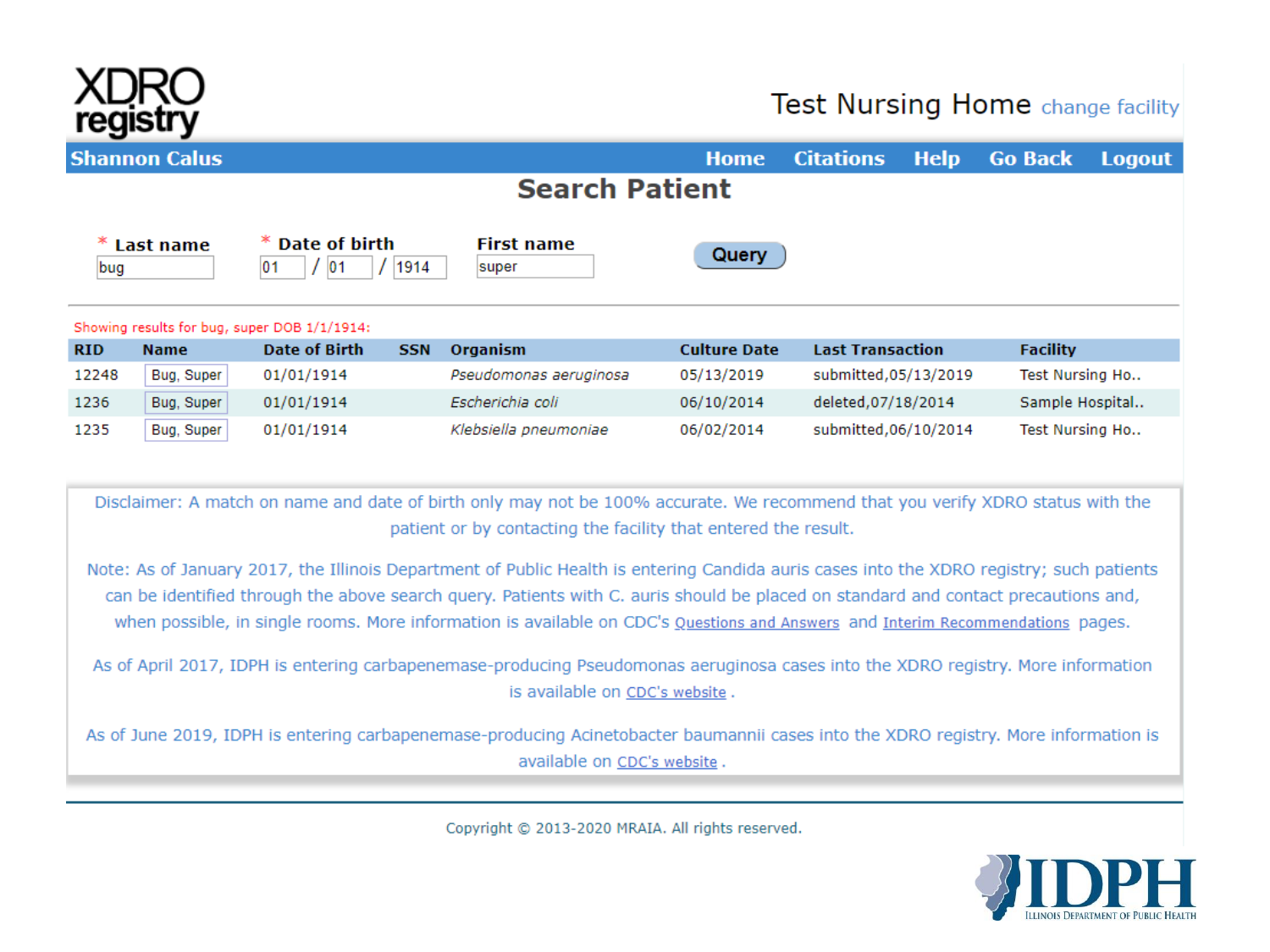XDRO registry

Test Nursing Home change facility

Shannon Calus | Home | Citations | Help | Go Back | Logout

## Search Patient

\* Last name: bug | \* Date of birth: 01 / 01 / 1914 | First name: super | **Query**

Showing results for bug, super DOB 1/1/1914:

| RID | Name | Date of Birth | SSN | Organism | Culture Date | Last Transaction | Facility |
|---|---|---|---|---|---|---|---|
| 12248 | Bug, Super | 01/01/1914 | | *Pseudomonas aeruginosa* | 05/13/2019 | submitted,05/13/2019 | Test Nursing Ho.. |
| 1236 | Bug, Super | 01/01/1914 | | *Escherichia coli* | 06/10/2014 | deleted,07/18/2014 | Sample Hospital.. |
| 1235 | Bug, Super | 01/01/1914 | | *Klebsiella pneumoniae* | 06/02/2014 | submitted,06/10/2014 | Test Nursing Ho.. |

Disclaimer: A match on name and date of birth only may not be 100% accurate. We recommend that you verify XDRO status with the patient or by contacting the facility that entered the result.

Note: As of January 2017, the Illinois Department of Public Health is entering Candida auris cases into the XDRO registry; such patients can be identified through the above search query. Patients with C. auris should be placed on standard and contact precautions and, when possible, in single rooms. More information is available on CDC's Questions and Answers and Interim Recommendations pages.

As of April 2017, IDPH is entering carbapenemase-producing Pseudomonas aeruginosa cases into the XDRO registry. More information is available on CDC's website .

As of June 2019, IDPH is entering carbapenemase-producing Acinetobacter baumannii cases into the XDRO registry. More information is available on CDC's website .

Copyright © 2013-2020 MRAIA. All rights reserved.

IDPH
Illinois Department of Public Health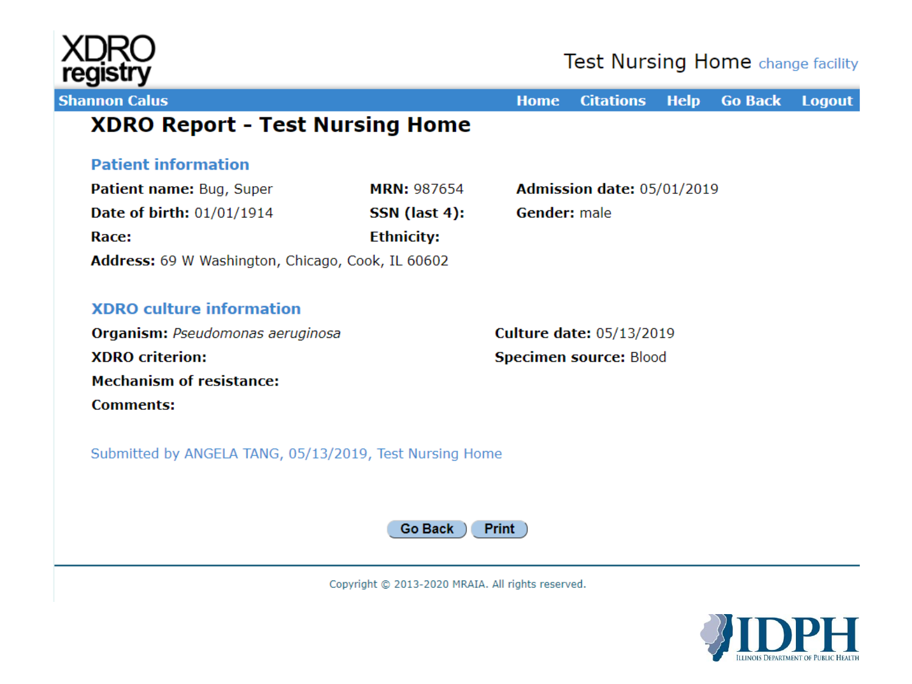XDRO registry

Test Nursing Home change facility

Shannon Calus | Home | Citations | Help | Go Back | Logout

# XDRO Report - Test Nursing Home

## Patient information

**Patient name:** Bug, Super **MRN:** 987654 **Admission date:** 05/01/2019

**Date of birth:** 01/01/1914 **SSN (last 4):** **Gender:** male

**Race:** **Ethnicity:**

**Address:** 69 W Washington, Chicago, Cook, IL 60602

## XDRO culture information

**Organism:** *Pseudomonas aeruginosa* **Culture date:** 05/13/2019

**XDRO criterion:** **Specimen source:** Blood

**Mechanism of resistance:**

**Comments:**

Submitted by ANGELA TANG, 05/13/2019, Test Nursing Home

Go Back | Print

Copyright © 2013-2020 MRAIA. All rights reserved.

IDPH
ILLINOIS DEPARTMENT OF PUBLIC HEALTH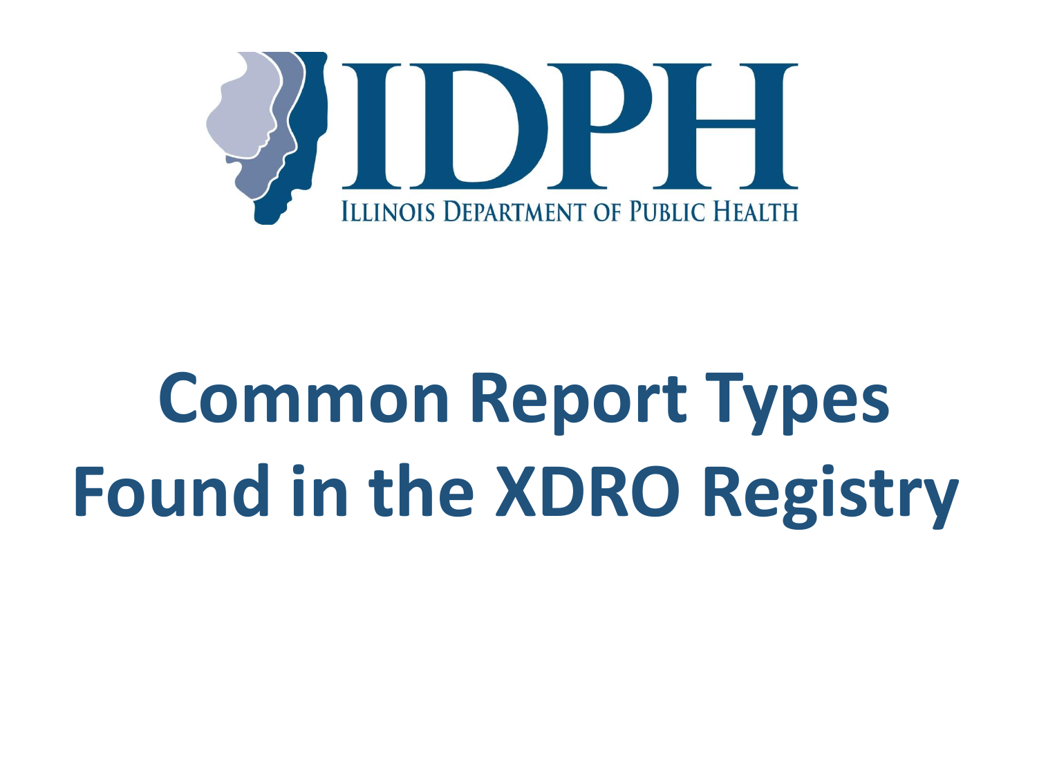IDPH

ILLINOIS DEPARTMENT OF PUBLIC HEALTH

# Common Report Types Found in the XDRO Registry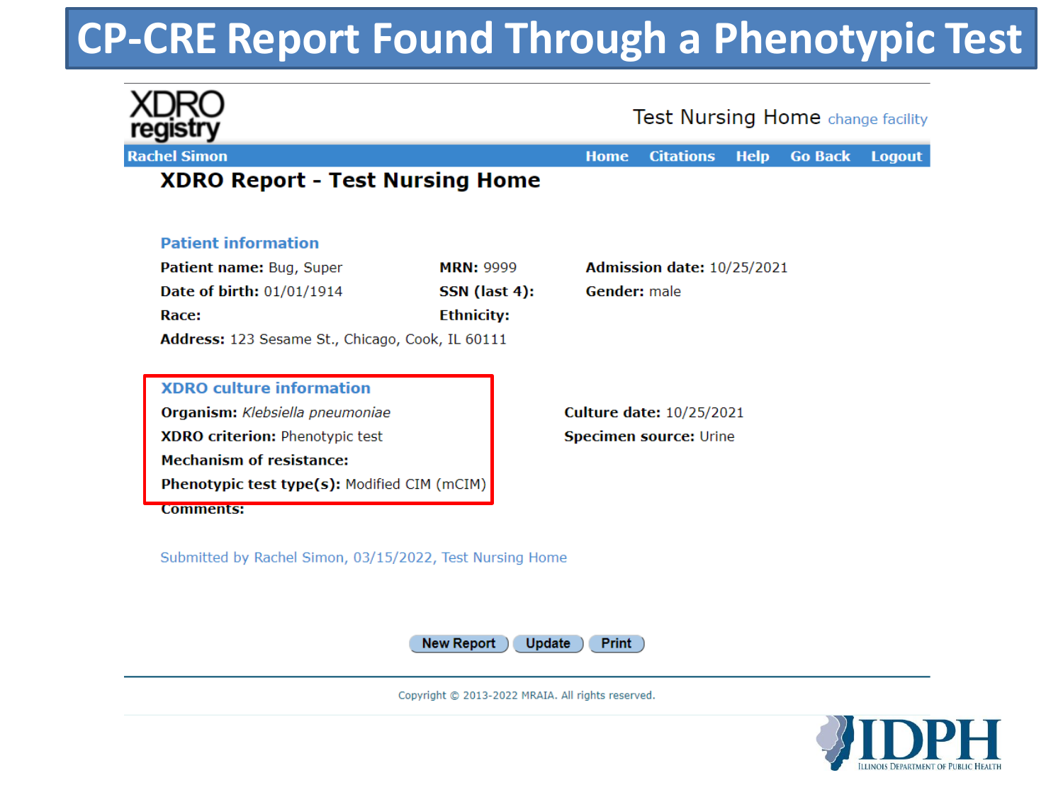# CP-CRE Report Found Through a Phenotypic Test

XDRO registry

Test Nursing Home change facility

Rachel Simon | Home | Citations | Help | Go Back | Logout

## XDRO Report - Test Nursing Home

### Patient information

**Patient name:** Bug, Super
**MRN:** 9999
**Admission date:** 10/25/2021
**Date of birth:** 01/01/1914
**SSN (last 4):**
**Gender:** male
**Race:**
**Ethnicity:**
**Address:** 123 Sesame St., Chicago, Cook, IL 60111

### XDRO culture information

**Organism:** *Klebsiella pneumoniae*
**Culture date:** 10/25/2021
**XDRO criterion:** Phenotypic test
**Specimen source:** Urine
**Mechanism of resistance:**
**Phenotypic test type(s):** Modified CIM (mCIM)
**Comments:**

Submitted by Rachel Simon, 03/15/2022, Test Nursing Home

New Report | Update | Print

Copyright © 2013-2022 MRAIA. All rights reserved.

IDPH Illinois Department of Public Health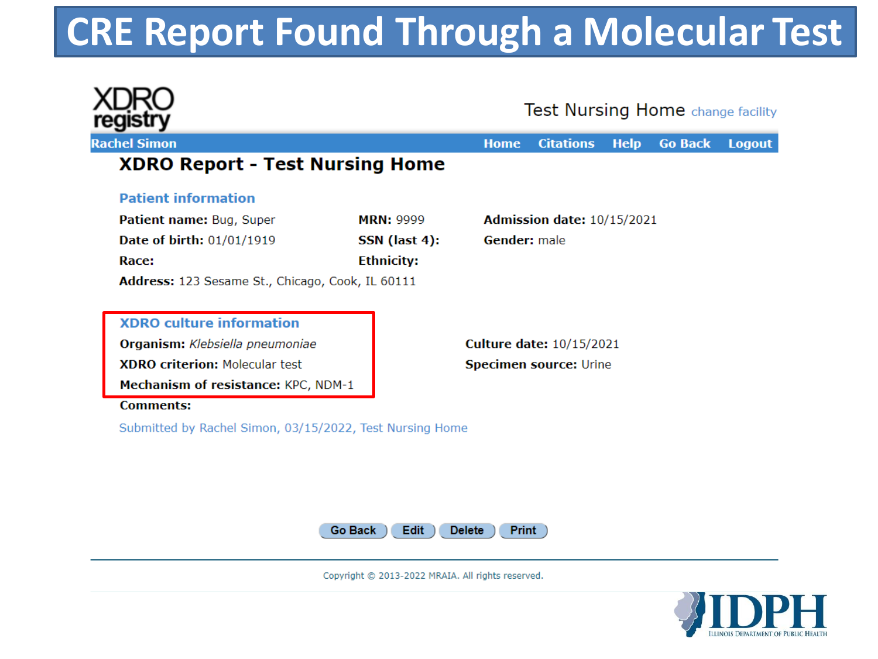# CRE Report Found Through a Molecular Test

XDRO registry

Test Nursing Home change facility

Rachel Simon | Home | Citations | Help | Go Back | Logout

## XDRO Report - Test Nursing Home

### Patient information

**Patient name:** Bug, Super
**MRN:** 9999
**Admission date:** 10/15/2021
**Date of birth:** 01/01/1919
**SSN (last 4):**
**Gender:** male
**Race:**
**Ethnicity:**
**Address:** 123 Sesame St., Chicago, Cook, IL 60111

### XDRO culture information

**Organism:** *Klebsiella pneumoniae*
**Culture date:** 10/15/2021
**XDRO criterion:** Molecular test
**Specimen source:** Urine
**Mechanism of resistance:** KPC, NDM-1
**Comments:**

Submitted by Rachel Simon, 03/15/2022, Test Nursing Home

Go Back | Edit | Delete | Print

Copyright © 2013-2022 MRAIA. All rights reserved.

IDPH
Illinois Department of Public Health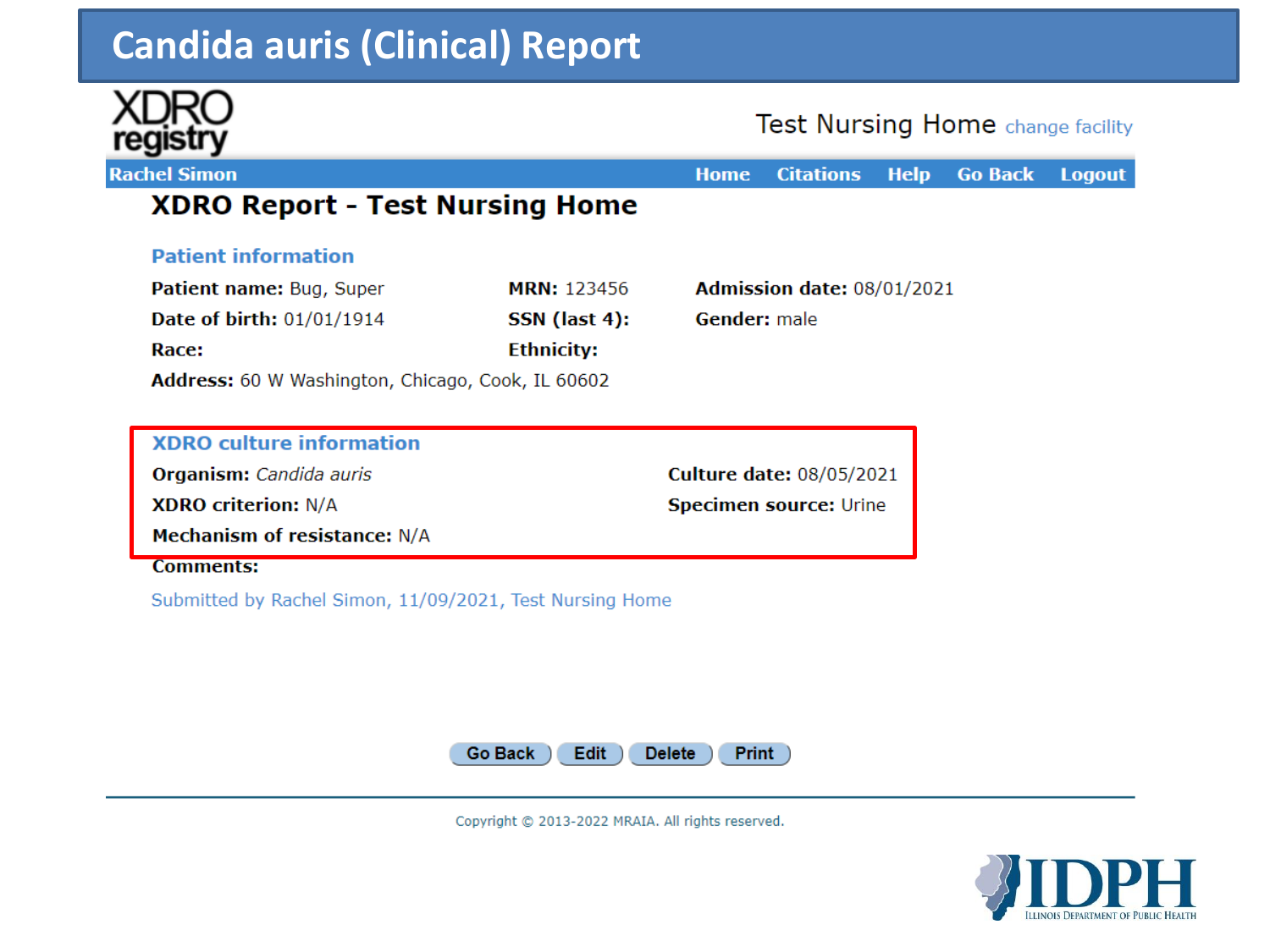# Candida auris (Clinical) Report

XDRO registry

Test Nursing Home change facility

Rachel Simon — Home | Citations | Help | Go Back | Logout

## XDRO Report - Test Nursing Home

### Patient information

**Patient name:** Bug, Super
**MRN:** 123456
**Admission date:** 08/01/2021
**Date of birth:** 01/01/1914
**SSN (last 4):**
**Gender:** male
**Race:**
**Ethnicity:**
**Address:** 60 W Washington, Chicago, Cook, IL 60602

### XDRO culture information

**Organism:** *Candida auris*
**Culture date:** 08/05/2021
**XDRO criterion:** N/A
**Specimen source:** Urine
**Mechanism of resistance:** N/A

**Comments:**

Submitted by Rachel Simon, 11/09/2021, Test Nursing Home

Go Back | Edit | Delete | Print

Copyright © 2013-2022 MRAIA. All rights reserved.

IDPH Illinois Department of Public Health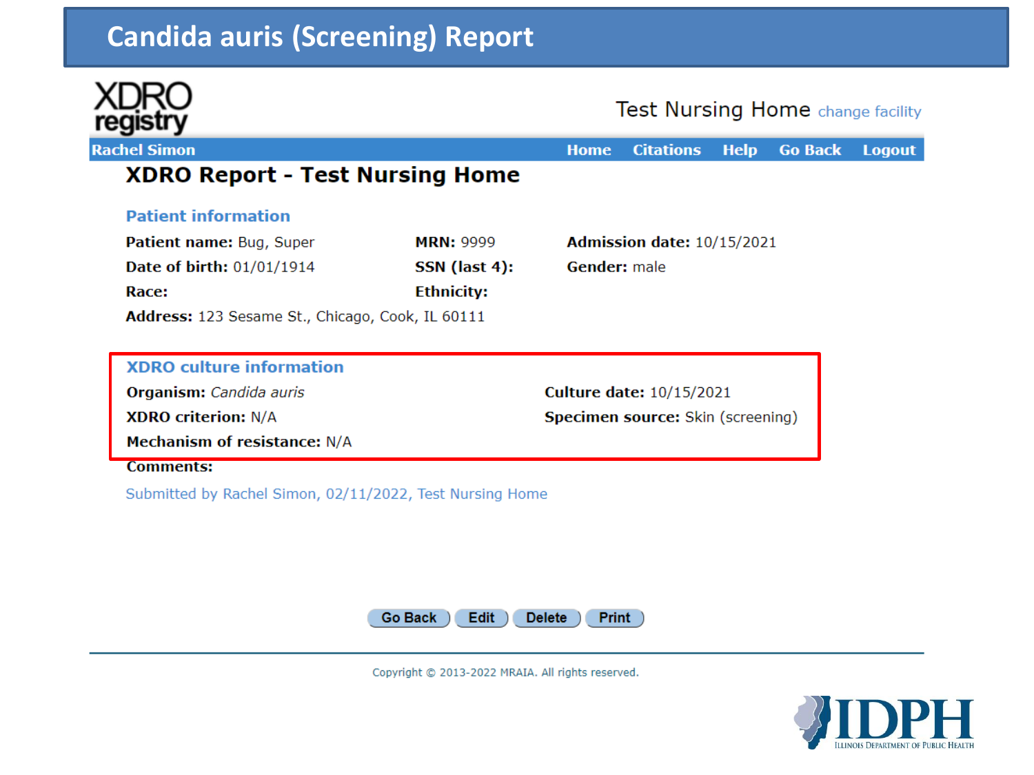# Candida auris (Screening) Report

XDRO registry

Test Nursing Home change facility

Rachel Simon | Home | Citations | Help | Go Back | Logout

## XDRO Report - Test Nursing Home

### Patient information

**Patient name:** Bug, Super  
**MRN:** 9999  
**Admission date:** 10/15/2021  
**Date of birth:** 01/01/1914  
**SSN (last 4):**  
**Gender:** male  
**Race:**  
**Ethnicity:**  
**Address:** 123 Sesame St., Chicago, Cook, IL 60111

### XDRO culture information

**Organism:** *Candida auris*  
**Culture date:** 10/15/2021  
**XDRO criterion:** N/A  
**Specimen source:** Skin (screening)  
**Mechanism of resistance:** N/A

**Comments:**

Submitted by Rachel Simon, 02/11/2022, Test Nursing Home

Go Back | Edit | Delete | Print

Copyright © 2013-2022 MRAIA. All rights reserved.

IDPH Illinois Department of Public Health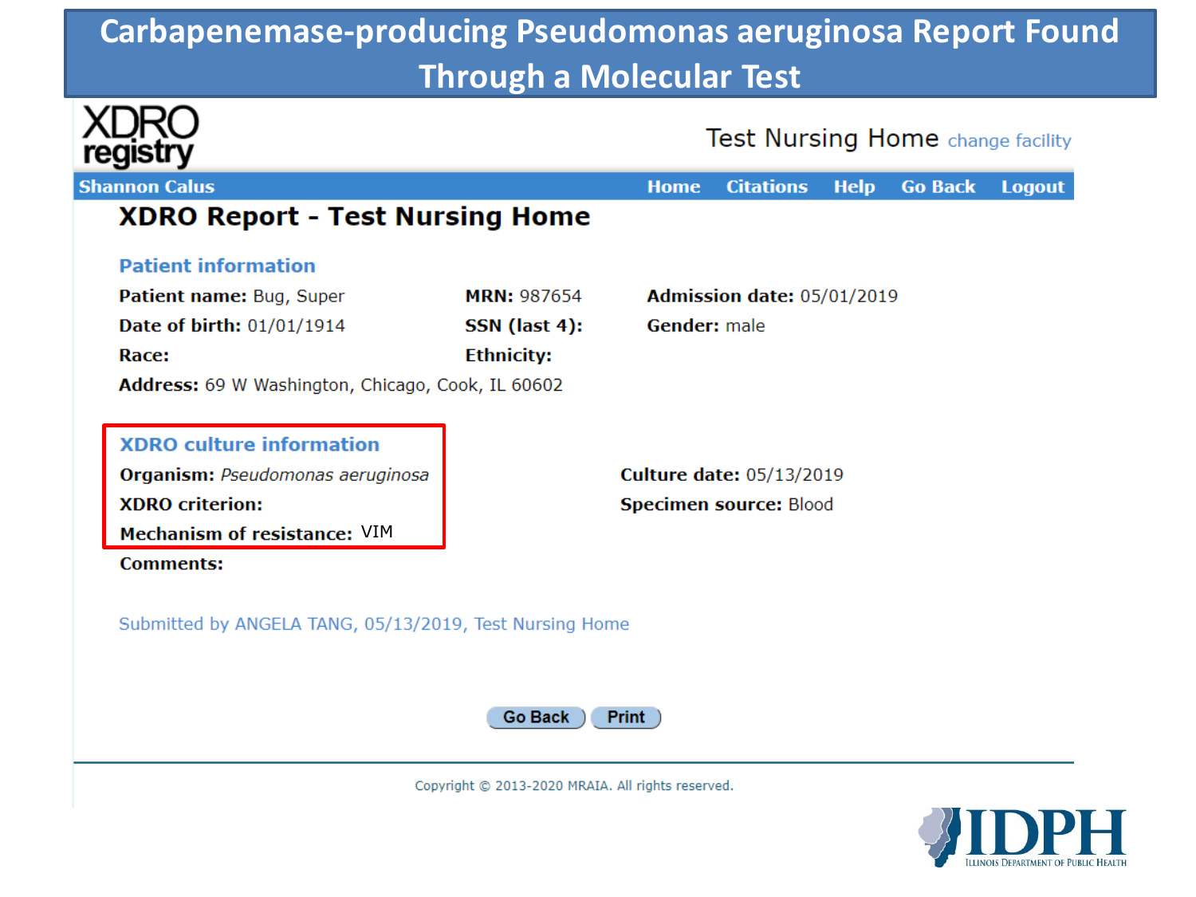# Carbapenemase-producing Pseudomonas aeruginosa Report Found Through a Molecular Test

XDRO registry

Test Nursing Home change facility

Shannon Calus | Home | Citations | Help | Go Back | Logout

## XDRO Report - Test Nursing Home

### Patient information

**Patient name:** Bug, Super
**MRN:** 987654
**Admission date:** 05/01/2019
**Date of birth:** 01/01/1914
**SSN (last 4):**
**Gender:** male
**Race:**
**Ethnicity:**
**Address:** 69 W Washington, Chicago, Cook, IL 60602

### XDRO culture information

**Organism:** *Pseudomonas aeruginosa*
**Culture date:** 05/13/2019
**XDRO criterion:**
**Specimen source:** Blood
**Mechanism of resistance:** VIM
**Comments:**

Submitted by ANGELA TANG, 05/13/2019, Test Nursing Home

Go Back | Print

Copyright © 2013-2020 MRAIA. All rights reserved.

IDPH Illinois Department of Public Health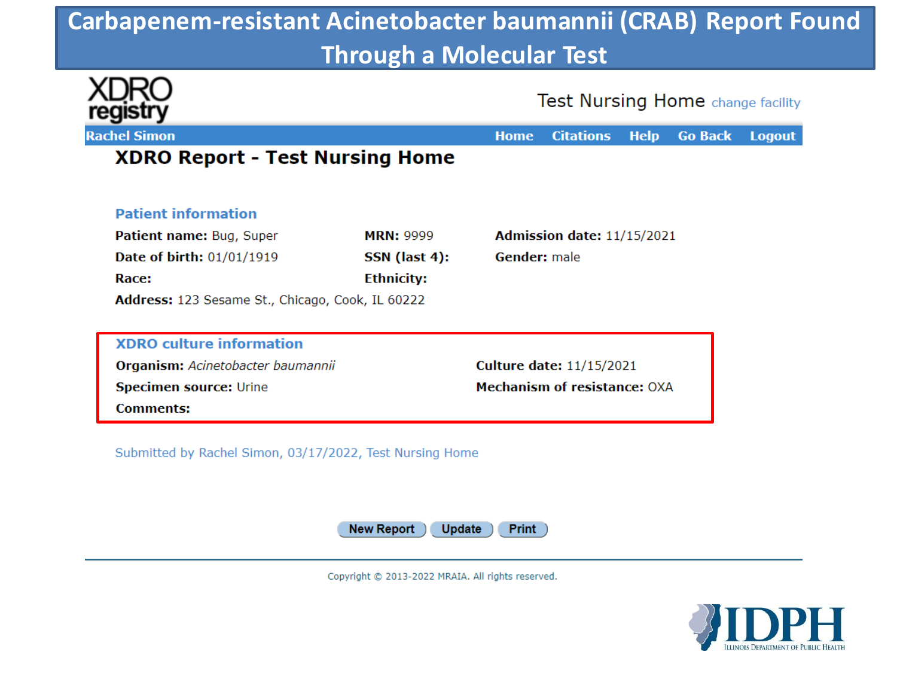# Carbapenem-resistant Acinetobacter baumannii (CRAB) Report Found Through a Molecular Test

XDRO registry

Test Nursing Home change facility

Rachel Simon | Home | Citations | Help | Go Back | Logout

## XDRO Report - Test Nursing Home

### Patient information

**Patient name:** Bug, Super | **MRN:** 9999 | **Admission date:** 11/15/2021

**Date of birth:** 01/01/1919 | **SSN (last 4):** | **Gender:** male

**Race:** | **Ethnicity:**

**Address:** 123 Sesame St., Chicago, Cook, IL 60222

### XDRO culture information

**Organism:** *Acinetobacter baumannii* | **Culture date:** 11/15/2021

**Specimen source:** Urine | **Mechanism of resistance:** OXA

**Comments:**

Submitted by Rachel Simon, 03/17/2022, Test Nursing Home

New Report | Update | Print

Copyright © 2013-2022 MRAIA. All rights reserved.

IDPH Illinois Department of Public Health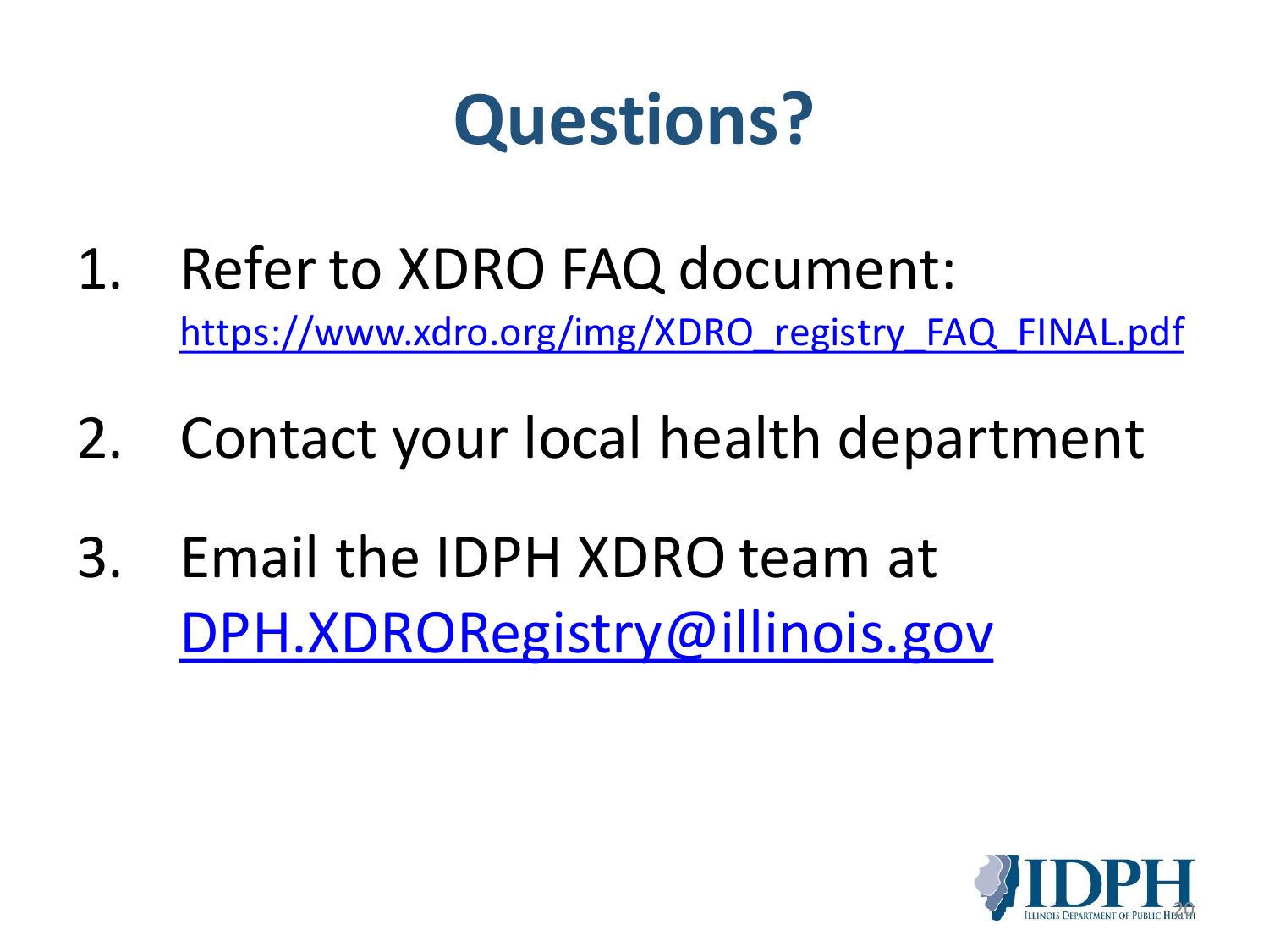# Questions?

1. Refer to XDRO FAQ document: https://www.xdro.org/img/XDRO_registry_FAQ_FINAL.pdf
2. Contact your local health department
3. Email the IDPH XDRO team at DPH.XDRORegistry@illinois.gov